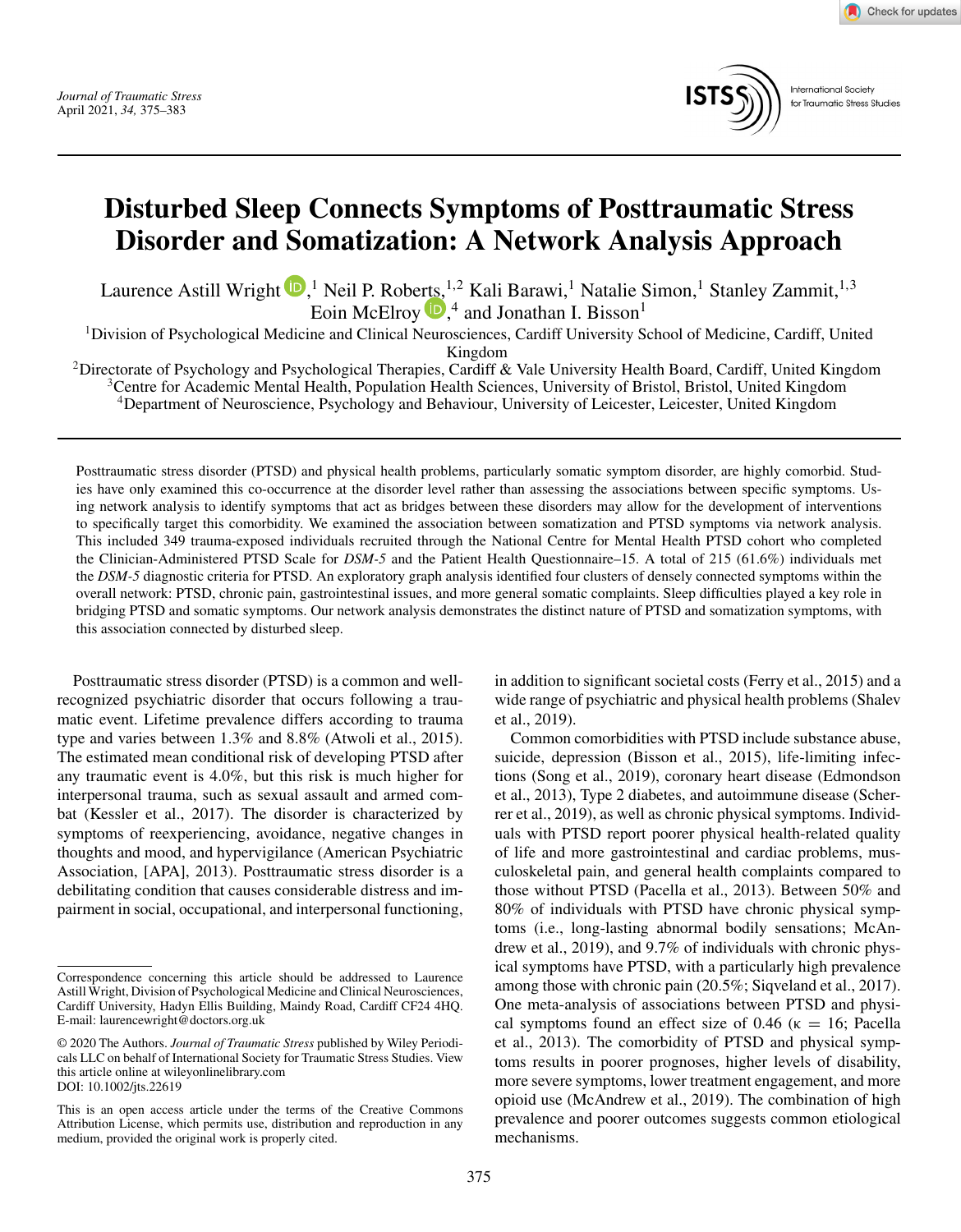# Disturbed Sleep Connects Symptoms of Posttraumatic Stress Disorder and Somatization: A Network Analysis Approach

Laurence Astill Wright,[1] Neil P. Roberts,[1,2] Kali Barawi,[1] Natalie Simon,[1] Stanley Zammit,[1,3] Eoin McElroy,[4] and Jonathan I. Bisson[1]

[1]Division of Psychological Medicine and Clinical Neurosciences, Cardiff University School of Medicine, Cardiff, United Kingdom
[2]Directorate of Psychology and Psychological Therapies, Cardiff & Vale University Health Board, Cardiff, United Kingdom
[3]Centre for Academic Mental Health, Population Health Sciences, University of Bristol, Bristol, United Kingdom
[4]Department of Neuroscience, Psychology and Behaviour, University of Leicester, Leicester, United Kingdom

Posttraumatic stress disorder (PTSD) and physical health problems, particularly somatic symptom disorder, are highly comorbid. Studies have only examined this co-occurrence at the disorder level rather than assessing the associations between specific symptoms. Using network analysis to identify symptoms that act as bridges between these disorders may allow for the development of interventions to specifically target this comorbidity. We examined the association between somatization and PTSD symptoms via network analysis. This included 349 trauma-exposed individuals recruited through the National Centre for Mental Health PTSD cohort who completed the Clinician-Administered PTSD Scale for *DSM-5* and the Patient Health Questionnaire–15. A total of 215 (61.6%) individuals met the *DSM-5* diagnostic criteria for PTSD. An exploratory graph analysis identified four clusters of densely connected symptoms within the overall network: PTSD, chronic pain, gastrointestinal issues, and more general somatic complaints. Sleep difficulties played a key role in bridging PTSD and somatic symptoms. Our network analysis demonstrates the distinct nature of PTSD and somatization symptoms, with this association connected by disturbed sleep.

Posttraumatic stress disorder (PTSD) is a common and well-recognized psychiatric disorder that occurs following a traumatic event. Lifetime prevalence differs according to trauma type and varies between 1.3% and 8.8% (Atwoli et al., 2015). The estimated mean conditional risk of developing PTSD after any traumatic event is 4.0%, but this risk is much higher for interpersonal trauma, such as sexual assault and armed combat (Kessler et al., 2017). The disorder is characterized by symptoms of reexperiencing, avoidance, negative changes in thoughts and mood, and hypervigilance (American Psychiatric Association, [APA], 2013). Posttraumatic stress disorder is a debilitating condition that causes considerable distress and impairment in social, occupational, and interpersonal functioning, in addition to significant societal costs (Ferry et al., 2015) and a wide range of psychiatric and physical health problems (Shalev et al., 2019).

Common comorbidities with PTSD include substance abuse, suicide, depression (Bisson et al., 2015), life-limiting infections (Song et al., 2019), coronary heart disease (Edmondson et al., 2013), Type 2 diabetes, and autoimmune disease (Scherrer et al., 2019), as well as chronic physical symptoms. Individuals with PTSD report poorer physical health-related quality of life and more gastrointestinal and cardiac problems, musculoskeletal pain, and general health complaints compared to those without PTSD (Pacella et al., 2013). Between 50% and 80% of individuals with PTSD have chronic physical symptoms (i.e., long-lasting abnormal bodily sensations; McAndrew et al., 2019), and 9.7% of individuals with chronic physical symptoms have PTSD, with a particularly high prevalence among those with chronic pain (20.5%; Siqveland et al., 2017). One meta-analysis of associations between PTSD and physical symptoms found an effect size of 0.46 ($\kappa$ = 16; Pacella et al., 2013). The comorbidity of PTSD and physical symptoms results in poorer prognoses, higher levels of disability, more severe symptoms, lower treatment engagement, and more opioid use (McAndrew et al., 2019). The combination of high prevalence and poorer outcomes suggests common etiological mechanisms.

Correspondence concerning this article should be addressed to Laurence Astill Wright, Division of Psychological Medicine and Clinical Neurosciences, Cardiff University, Hadyn Ellis Building, Maindy Road, Cardiff CF24 4HQ. E-mail: laurencewright@doctors.org.uk

© 2020 The Authors. *Journal of Traumatic Stress* published by Wiley Periodicals LLC on behalf of International Society for Traumatic Stress Studies. View this article online at wileyonlinelibrary.com
DOI: 10.1002/jts.22619

This is an open access article under the terms of the Creative Commons Attribution License, which permits use, distribution and reproduction in any medium, provided the original work is properly cited.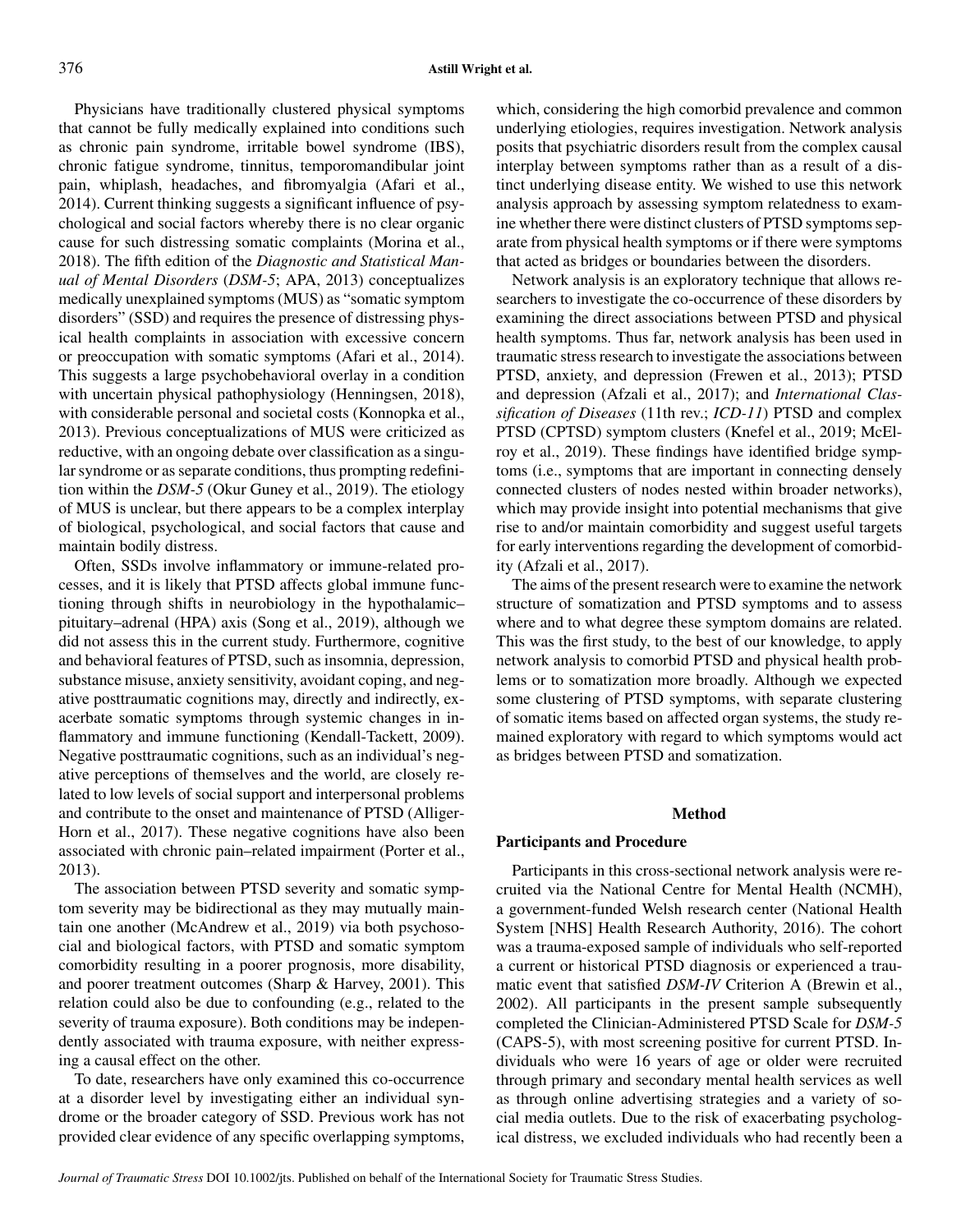Physicians have traditionally clustered physical symptoms that cannot be fully medically explained into conditions such as chronic pain syndrome, irritable bowel syndrome (IBS), chronic fatigue syndrome, tinnitus, temporomandibular joint pain, whiplash, headaches, and fibromyalgia (Afari et al., 2014). Current thinking suggests a significant influence of psychological and social factors whereby there is no clear organic cause for such distressing somatic complaints (Morina et al., 2018). The fifth edition of the *Diagnostic and Statistical Manual of Mental Disorders* (*DSM-5*; APA, 2013) conceptualizes medically unexplained symptoms (MUS) as "somatic symptom disorders" (SSD) and requires the presence of distressing physical health complaints in association with excessive concern or preoccupation with somatic symptoms (Afari et al., 2014). This suggests a large psychobehavioral overlay in a condition with uncertain physical pathophysiology (Henningsen, 2018), with considerable personal and societal costs (Konnopka et al., 2013). Previous conceptualizations of MUS were criticized as reductive, with an ongoing debate over classification as a singular syndrome or as separate conditions, thus prompting redefinition within the *DSM-5* (Okur Guney et al., 2019). The etiology of MUS is unclear, but there appears to be a complex interplay of biological, psychological, and social factors that cause and maintain bodily distress.

Often, SSDs involve inflammatory or immune-related processes, and it is likely that PTSD affects global immune functioning through shifts in neurobiology in the hypothalamic–pituitary–adrenal (HPA) axis (Song et al., 2019), although we did not assess this in the current study. Furthermore, cognitive and behavioral features of PTSD, such as insomnia, depression, substance misuse, anxiety sensitivity, avoidant coping, and negative posttraumatic cognitions may, directly and indirectly, exacerbate somatic symptoms through systemic changes in inflammatory and immune functioning (Kendall-Tackett, 2009). Negative posttraumatic cognitions, such as an individual's negative perceptions of themselves and the world, are closely related to low levels of social support and interpersonal problems and contribute to the onset and maintenance of PTSD (Alliger-Horn et al., 2017). These negative cognitions have also been associated with chronic pain–related impairment (Porter et al., 2013).

The association between PTSD severity and somatic symptom severity may be bidirectional as they may mutually maintain one another (McAndrew et al., 2019) via both psychosocial and biological factors, with PTSD and somatic symptom comorbidity resulting in a poorer prognosis, more disability, and poorer treatment outcomes (Sharp & Harvey, 2001). This relation could also be due to confounding (e.g., related to the severity of trauma exposure). Both conditions may be independently associated with trauma exposure, with neither expressing a causal effect on the other.

To date, researchers have only examined this co-occurrence at a disorder level by investigating either an individual syndrome or the broader category of SSD. Previous work has not provided clear evidence of any specific overlapping symptoms, which, considering the high comorbid prevalence and common underlying etiologies, requires investigation. Network analysis posits that psychiatric disorders result from the complex causal interplay between symptoms rather than as a result of a distinct underlying disease entity. We wished to use this network analysis approach by assessing symptom relatedness to examine whether there were distinct clusters of PTSD symptoms separate from physical health symptoms or if there were symptoms that acted as bridges or boundaries between the disorders.

Network analysis is an exploratory technique that allows researchers to investigate the co-occurrence of these disorders by examining the direct associations between PTSD and physical health symptoms. Thus far, network analysis has been used in traumatic stress research to investigate the associations between PTSD, anxiety, and depression (Frewen et al., 2013); PTSD and depression (Afzali et al., 2017); and *International Classification of Diseases* (11th rev.; *ICD-11*) PTSD and complex PTSD (CPTSD) symptom clusters (Knefel et al., 2019; McElroy et al., 2019). These findings have identified bridge symptoms (i.e., symptoms that are important in connecting densely connected clusters of nodes nested within broader networks), which may provide insight into potential mechanisms that give rise to and/or maintain comorbidity and suggest useful targets for early interventions regarding the development of comorbidity (Afzali et al., 2017).

The aims of the present research were to examine the network structure of somatization and PTSD symptoms and to assess where and to what degree these symptom domains are related. This was the first study, to the best of our knowledge, to apply network analysis to comorbid PTSD and physical health problems or to somatization more broadly. Although we expected some clustering of PTSD symptoms, with separate clustering of somatic items based on affected organ systems, the study remained exploratory with regard to which symptoms would act as bridges between PTSD and somatization.

## Method

### Participants and Procedure

Participants in this cross-sectional network analysis were recruited via the National Centre for Mental Health (NCMH), a government-funded Welsh research center (National Health System [NHS] Health Research Authority, 2016). The cohort was a trauma-exposed sample of individuals who self-reported a current or historical PTSD diagnosis or experienced a traumatic event that satisfied *DSM-IV* Criterion A (Brewin et al., 2002). All participants in the present sample subsequently completed the Clinician-Administered PTSD Scale for *DSM-5* (CAPS-5), with most screening positive for current PTSD. Individuals who were 16 years of age or older were recruited through primary and secondary mental health services as well as through online advertising strategies and a variety of social media outlets. Due to the risk of exacerbating psychological distress, we excluded individuals who had recently been a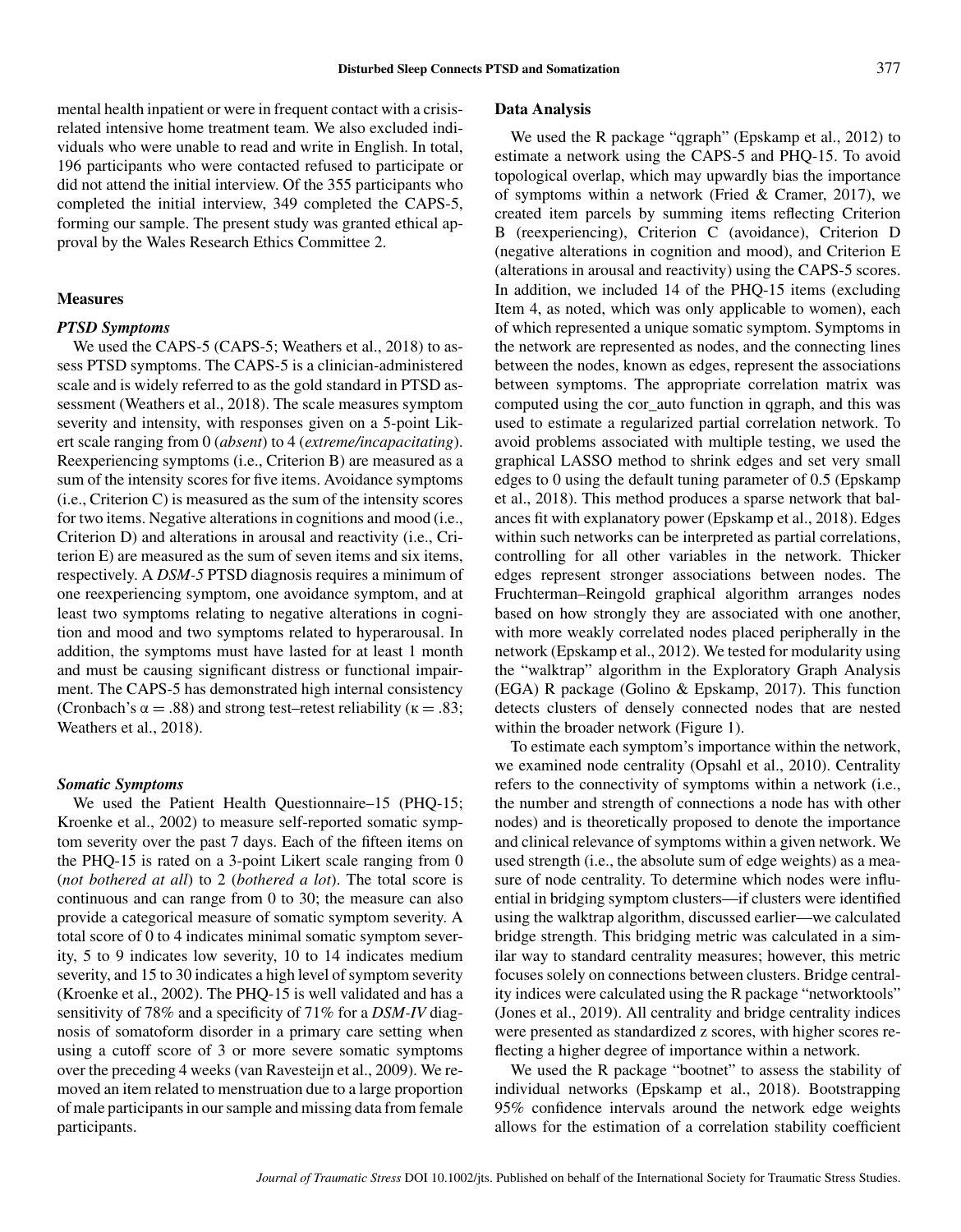mental health inpatient or were in frequent contact with a crisis-related intensive home treatment team. We also excluded individuals who were unable to read and write in English. In total, 196 participants who were contacted refused to participate or did not attend the initial interview. Of the 355 participants who completed the initial interview, 349 completed the CAPS-5, forming our sample. The present study was granted ethical approval by the Wales Research Ethics Committee 2.

### Measures

#### *PTSD Symptoms*

We used the CAPS-5 (CAPS-5; Weathers et al., 2018) to assess PTSD symptoms. The CAPS-5 is a clinician-administered scale and is widely referred to as the gold standard in PTSD assessment (Weathers et al., 2018). The scale measures symptom severity and intensity, with responses given on a 5-point Likert scale ranging from 0 (*absent*) to 4 (*extreme/incapacitating*). Reexperiencing symptoms (i.e., Criterion B) are measured as a sum of the intensity scores for five items. Avoidance symptoms (i.e., Criterion C) is measured as the sum of the intensity scores for two items. Negative alterations in cognitions and mood (i.e., Criterion E) and alterations in arousal and reactivity (i.e., Criterion E) are measured as the sum of seven items and six items, respectively. A *DSM-5* PTSD diagnosis requires a minimum of one reexperiencing symptom, one avoidance symptom, and at least two symptoms relating to negative alterations in cognition and mood and two symptoms related to hyperarousal. In addition, the symptoms must have lasted for at least 1 month and must be causing significant distress or functional impairment. The CAPS-5 has demonstrated high internal consistency (Cronbach's $\alpha = .88$) and strong test–retest reliability ($\kappa = .83$; Weathers et al., 2018).

#### *Somatic Symptoms*

We used the Patient Health Questionnaire–15 (PHQ-15; Kroenke et al., 2002) to measure self-reported somatic symptom severity over the past 7 days. Each of the fifteen items on the PHQ-15 is rated on a 3-point Likert scale ranging from 0 (*not bothered at all*) to 2 (*bothered a lot*). The total score is continuous and can range from 0 to 30; the measure can also provide a categorical measure of somatic symptom severity. A total score of 0 to 4 indicates minimal somatic symptom severity, 5 to 9 indicates low severity, 10 to 14 indicates medium severity, and 15 to 30 indicates a high level of symptom severity (Kroenke et al., 2002). The PHQ-15 is well validated and has a sensitivity of 78% and a specificity of 71% for a *DSM-IV* diagnosis of somatoform disorder in a primary care setting when using a cutoff score of 3 or more severe somatic symptoms over the preceding 4 weeks (van Ravesteijn et al., 2009). We removed an item related to menstruation due to a large proportion of male participants in our sample and missing data from female participants.

### Data Analysis

We used the R package "qgraph" (Epskamp et al., 2012) to estimate a network using the CAPS-5 and PHQ-15. To avoid topological overlap, which may upwardly bias the importance of symptoms within a network (Fried & Cramer, 2017), we created item parcels by summing items reflecting Criterion B (reexperiencing), Criterion C (avoidance), Criterion D (negative alterations in cognition and mood), and Criterion E (alterations in arousal and reactivity) using the CAPS-5 scores. In addition, we included 14 of the PHQ-15 items (excluding Item 4, as noted, which was only applicable to women), each of which represented a unique somatic symptom. Symptoms in the network are represented as nodes, and the connecting lines between the nodes, known as edges, represent the associations between symptoms. The appropriate correlation matrix was computed using the cor_auto function in qgraph, and this was used to estimate a regularized partial correlation network. To avoid problems associated with multiple testing, we used the graphical LASSO method to shrink edges and set very small edges to 0 using the default tuning parameter of 0.5 (Epskamp et al., 2018). This method produces a sparse network that balances fit with explanatory power (Epskamp et al., 2018). Edges within such networks can be interpreted as partial correlations, controlling for all other variables in the network. Thicker edges represent stronger associations between nodes. The Fruchterman–Reingold graphical algorithm arranges nodes based on how strongly they are associated with one another, with more weakly correlated nodes placed peripherally in the network (Epskamp et al., 2012). We tested for modularity using the "walktrap" algorithm in the Exploratory Graph Analysis (EGA) R package (Golino & Epskamp, 2017). This function detects clusters of densely connected nodes that are nested within the broader network (Figure 1).

To estimate each symptom's importance within the network, we examined node centrality (Opsahl et al., 2010). Centrality refers to the connectivity of symptoms within a network (i.e., the number and strength of connections a node has with other nodes) and is theoretically proposed to denote the importance and clinical relevance of symptoms within a given network. We used strength (i.e., the absolute sum of edge weights) as a measure of node centrality. To determine which nodes were influential in bridging symptom clusters—if clusters were identified using the walktrap algorithm, discussed earlier—we calculated bridge strength. This bridging metric was calculated in a similar way to standard centrality measures; however, this metric focuses solely on connections between clusters. Bridge centrality indices were calculated using the R package "networktools" (Jones et al., 2019). All centrality and bridge centrality indices were presented as standardized z scores, with higher scores reflecting a higher degree of importance within a network.

We used the R package "bootnet" to assess the stability of individual networks (Epskamp et al., 2018). Bootstrapping 95% confidence intervals around the network edge weights allows for the estimation of a correlation stability coefficient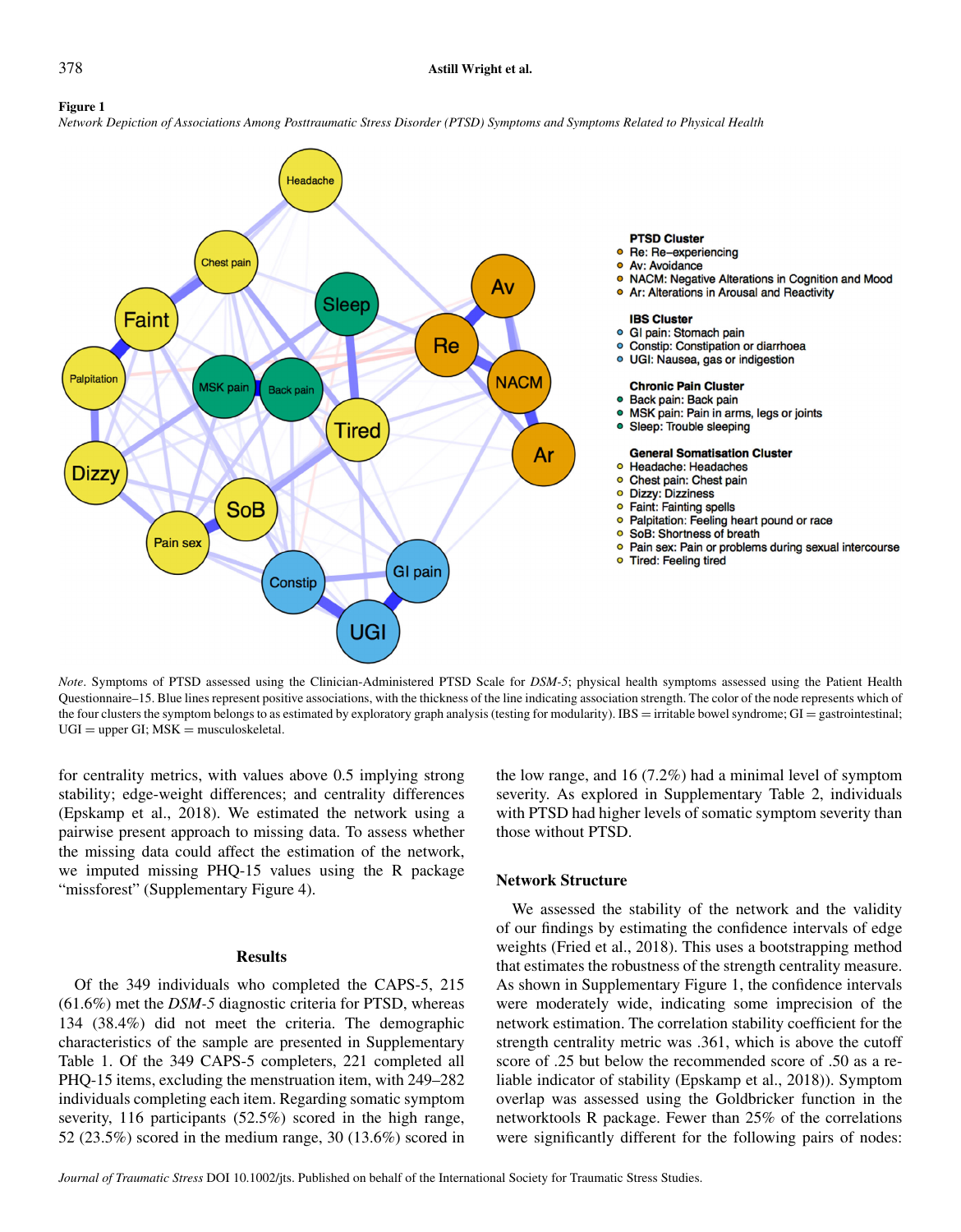**Figure 1**

*Network Depiction of Associations Among Posttraumatic Stress Disorder (PTSD) Symptoms and Symptoms Related to Physical Health*

*Note*. Symptoms of PTSD assessed using the Clinician-Administered PTSD Scale for *DSM-5*; physical health symptoms assessed using the Patient Health Questionnaire–15. Blue lines represent positive associations, with the thickness of the line indicating association strength. The color of the node represents which of the four clusters the symptom belongs to as estimated by exploratory graph analysis (testing for modularity). IBS = irritable bowel syndrome; GI = gastrointestinal; UGI = upper GI; MSK = musculoskeletal.

for centrality metrics, with values above 0.5 implying strong stability; edge-weight differences; and centrality differences (Epskamp et al., 2018). We estimated the network using a pairwise present approach to missing data. To assess whether the missing data could affect the estimation of the network, we imputed missing PHQ-15 values using the R package "missforest" (Supplementary Figure 4).

## Results

Of the 349 individuals who completed the CAPS-5, 215 (61.6%) met the *DSM-5* diagnostic criteria for PTSD, whereas 134 (38.4%) did not meet the criteria. The demographic characteristics of the sample are presented in Supplementary Table 1. Of the 349 CAPS-5 completers, 221 completed all PHQ-15 items, excluding the menstruation item, with 249–282 individuals completing each item. Regarding somatic symptom severity, 116 participants (52.5%) scored in the high range, 52 (23.5%) scored in the medium range, 30 (13.6%) scored in the low range, and 16 (7.2%) had a minimal level of symptom severity. As explored in Supplementary Table 2, individuals with PTSD had higher levels of somatic symptom severity than those without PTSD.

### Network Structure

We assessed the stability of the network and the validity of our findings by estimating the confidence intervals of edge weights (Fried et al., 2018). This uses a bootstrapping method that estimates the robustness of the strength centrality measure. As shown in Supplementary Figure 1, the confidence intervals were moderately wide, indicating some imprecision of the network estimation. The correlation stability coefficient for the strength centrality metric was .361, which is above the cutoff score of .25 but below the recommended score of .50 as a reliable indicator of stability (Epskamp et al., 2018)). Symptom overlap was assessed using the Goldbricker function in the networktools R package. Fewer than 25% of the correlations were significantly different for the following pairs of nodes: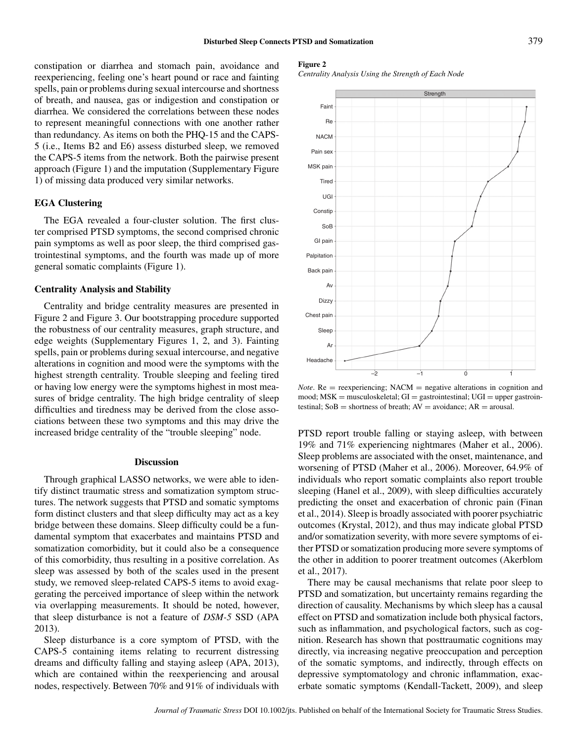constipation or diarrhea and stomach pain, avoidance and reexperiencing, feeling one's heart pound or race and fainting spells, pain or problems during sexual intercourse and shortness of breath, and nausea, gas or indigestion and constipation or diarrhea. We considered the correlations between these nodes to represent meaningful connections with one another rather than redundancy. As items on both the PHQ-15 and the CAPS-5 (i.e., Items B2 and E6) assess disturbed sleep, we removed the CAPS-5 items from the network. Both the pairwise present approach (Figure 1) and the imputation (Supplementary Figure 1) of missing data produced very similar networks.

### EGA Clustering

The EGA revealed a four-cluster solution. The first cluster comprised PTSD symptoms, the second comprised chronic pain symptoms as well as poor sleep, the third comprised gastrointestinal symptoms, and the fourth was made up of more general somatic complaints (Figure 1).

### Centrality Analysis and Stability

Centrality and bridge centrality measures are presented in Figure 2 and Figure 3. Our bootstrapping procedure supported the robustness of our centrality measures, graph structure, and edge weights (Supplementary Figures 1, 2, and 3). Fainting spells, pain or problems during sexual intercourse, and negative alterations in cognition and mood were the symptoms with the highest strength centrality. Trouble sleeping and feeling tired or having low energy were the symptoms highest in most measures of bridge centrality. The high bridge centrality of sleep difficulties and tiredness may be derived from the close associations between these two symptoms and this may drive the increased bridge centrality of the "trouble sleeping" node.

**Figure 2**

*Centrality Analysis Using the Strength of Each Node*

*Note*. Re = reexperiencing; NACM = negative alterations in cognition and mood; MSK = musculoskeletal; GI = gastrointestinal; UGI = upper gastrointestinal; SoB = shortness of breath; AV = avoidance; AR = arousal.

## Discussion

Through graphical LASSO networks, we were able to identify distinct traumatic stress and somatization symptom structures. The network suggests that PTSD and somatic symptoms form distinct clusters and that sleep difficulty may act as a key bridge between these domains. Sleep difficulty could be a fundamental symptom that exacerbates and maintains PTSD and somatization comorbidity, but it could also be a consequence of this comorbidity, thus resulting in a positive correlation. As sleep was assessed by both of the scales used in the present study, we removed sleep-related CAPS-5 items to avoid exaggerating the perceived importance of sleep within the network via overlapping measurements. It should be noted, however, that sleep disturbance is not a feature of *DSM-5* SSD (APA 2013).

Sleep disturbance is a core symptom of PTSD, with the CAPS-5 containing items relating to recurrent distressing dreams and difficulty falling and staying asleep (APA, 2013), which are contained within the reexperiencing and arousal nodes, respectively. Between 70% and 91% of individuals with PTSD report trouble falling or staying asleep, with between 19% and 71% experiencing nightmares (Maher et al., 2006). Sleep problems are associated with the onset, maintenance, and worsening of PTSD (Maher et al., 2006). Moreover, 64.9% of individuals who report somatic complaints also report trouble sleeping (Hanel et al., 2009), with sleep difficulties accurately predicting the onset and exacerbation of chronic pain (Finan et al., 2014). Sleep is broadly associated with poorer psychiatric outcomes (Krystal, 2012), and thus may indicate global PTSD and/or somatization severity, with more severe symptoms of either PTSD or somatization producing more severe symptoms of the other in addition to poorer treatment outcomes (Akerblom et al., 2017).

There may be causal mechanisms that relate poor sleep to PTSD and somatization, but uncertainty remains regarding the direction of causality. Mechanisms by which sleep has a causal effect on PTSD and somatization include both physical factors, such as inflammation, and psychological factors, such as cognition. Research has shown that posttraumatic cognitions may directly, via increasing negative preoccupation and perception of the somatic symptoms, and indirectly, through effects on depressive symptomatology and chronic inflammation, exacerbate somatic symptoms (Kendall-Tackett, 2009), and sleep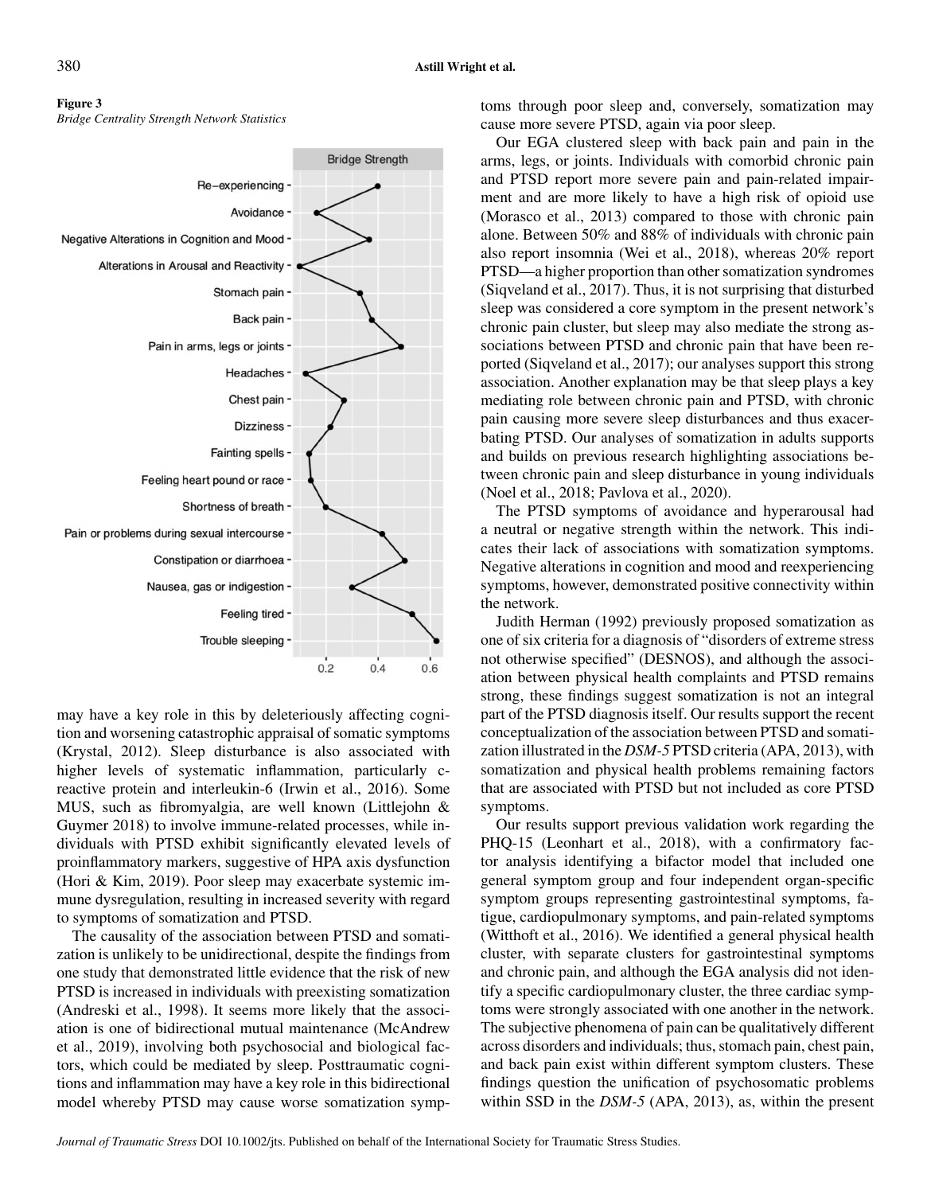**Figure 3**
*Bridge Centrality Strength Network Statistics*

may have a key role in this by deleteriously affecting cognition and worsening catastrophic appraisal of somatic symptoms (Krystal, 2012). Sleep disturbance is also associated with higher levels of systematic inflammation, particularly c-reactive protein and interleukin-6 (Irwin et al., 2016). Some MUS, such as fibromyalgia, are well known (Littlejohn & Guymer 2018) to involve immune-related processes, while individuals with PTSD exhibit significantly elevated levels of proinflammatory markers, suggestive of HPA axis dysfunction (Hori & Kim, 2019). Poor sleep may exacerbate systemic immune dysregulation, resulting in increased severity with regard to symptoms of somatization and PTSD.

The causality of the association between PTSD and somatization is unlikely to be unidirectional, despite the findings from one study that demonstrated little evidence that the risk of new PTSD is increased in individuals with preexisting somatization (Andreski et al., 1998). It seems more likely that the association is one of bidirectional mutual maintenance (McAndrew et al., 2019), involving both psychosocial and biological factors, which could be mediated by sleep. Posttraumatic cognitions and inflammation may have a key role in this bidirectional model whereby PTSD may cause worse somatization symptoms through poor sleep and, conversely, somatization may cause more severe PTSD, again via poor sleep.

Our EGA clustered sleep with back pain and pain in the arms, legs, or joints. Individuals with comorbid chronic pain and PTSD report more severe pain and pain-related impairment and are more likely to have a high risk of opioid use (Morasco et al., 2013) compared to those with chronic pain alone. Between 50% and 88% of individuals with chronic pain also report insomnia (Wei et al., 2018), whereas 20% report PTSD—a higher proportion than other somatization syndromes (Siqveland et al., 2017). Thus, it is not surprising that disturbed sleep was considered a core symptom in the present network's chronic pain cluster, but sleep may also mediate the strong associations between PTSD and chronic pain that have been reported (Siqveland et al., 2017); our analyses support this strong association. Another explanation may be that sleep plays a key mediating role between chronic pain and PTSD, with chronic pain causing more severe sleep disturbances and thus exacerbating PTSD. Our analyses of somatization in adults supports and builds on previous research highlighting associations between chronic pain and sleep disturbance in young individuals (Noel et al., 2018; Pavlova et al., 2020).

The PTSD symptoms of avoidance and hyperarousal had a neutral or negative strength within the network. This indicates their lack of associations with somatization symptoms. Negative alterations in cognition and mood and reexperiencing symptoms, however, demonstrated positive connectivity within the network.

Judith Herman (1992) previously proposed somatization as one of six criteria for a diagnosis of "disorders of extreme stress not otherwise specified" (DESNOS), and although the association between physical health complaints and PTSD remains strong, these findings suggest somatization is not an integral part of the PTSD diagnosis itself. Our results support the recent conceptualization of the association between PTSD and somatization illustrated in the *DSM-5* PTSD criteria (APA, 2013), with somatization and physical health problems remaining factors that are associated with PTSD but not included as core PTSD symptoms.

Our results support previous validation work regarding the PHQ-15 (Leonhart et al., 2018), with a confirmatory factor analysis identifying a bifactor model that included one general symptom group and four independent organ-specific symptom groups representing gastrointestinal symptoms, fatigue, cardiopulmonary symptoms, and pain-related symptoms (Witthoft et al., 2016). We identified a general physical health cluster, with separate clusters for gastrointestinal symptoms and chronic pain, and although the EGA analysis did not identify a specific cardiopulmonary cluster, the three cardiac symptoms were strongly associated with one another in the network. The subjective phenomena of pain can be qualitatively different across disorders and individuals; thus, stomach pain, chest pain, and back pain exist within different symptom clusters. These findings question the unification of psychosomatic problems within SSD in the *DSM-5* (APA, 2013), as, within the present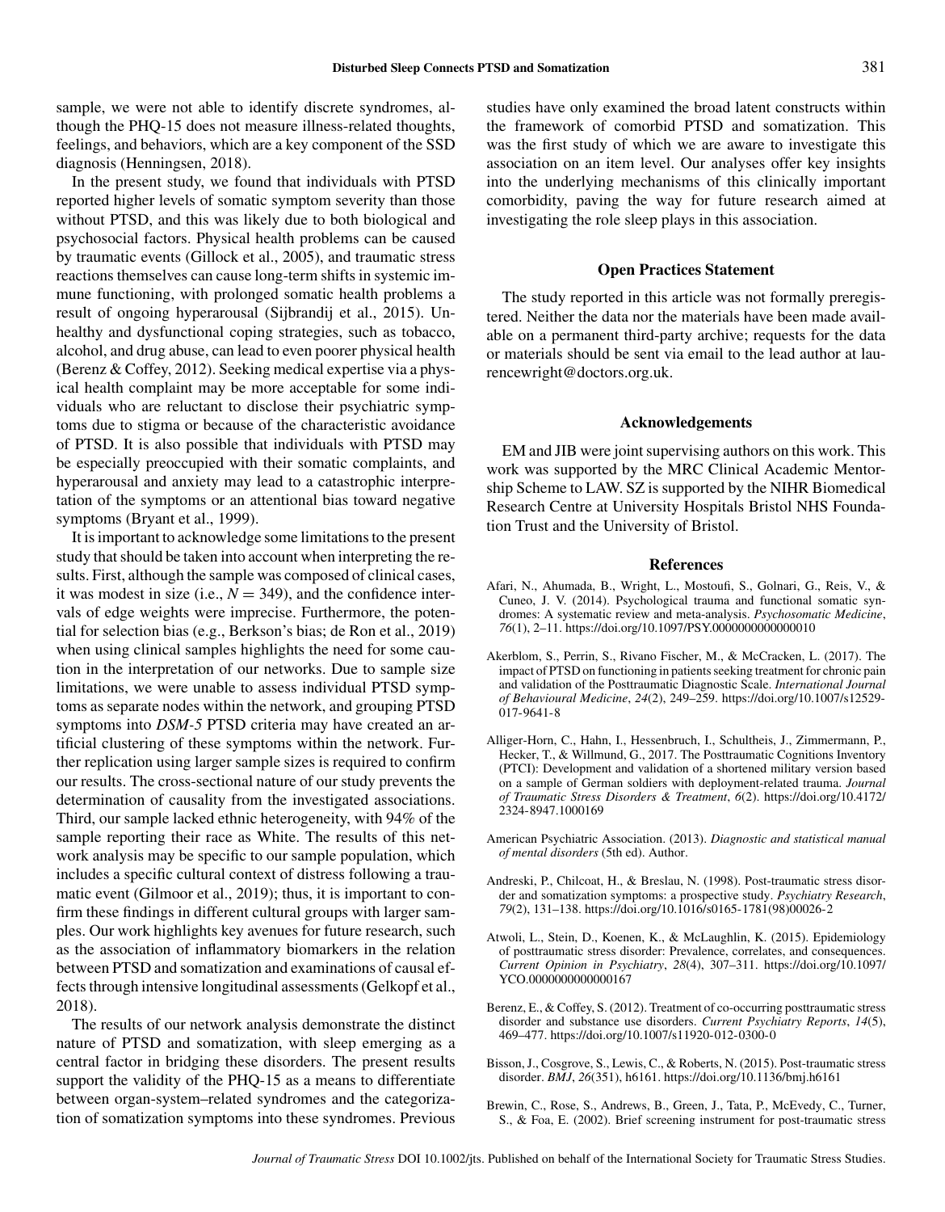sample, we were not able to identify discrete syndromes, although the PHQ-15 does not measure illness-related thoughts, feelings, and behaviors, which are a key component of the SSD diagnosis (Henningsen, 2018).

In the present study, we found that individuals with PTSD reported higher levels of somatic symptom severity than those without PTSD, and this was likely due to both biological and psychosocial factors. Physical health problems can be caused by traumatic events (Gillock et al., 2005), and traumatic stress reactions themselves can cause long-term shifts in systemic immune functioning, with prolonged somatic health problems a result of ongoing hyperarousal (Sijbrandij et al., 2015). Unhealthy and dysfunctional coping strategies, such as tobacco, alcohol, and drug abuse, can lead to even poorer physical health (Berenz & Coffey, 2012). Seeking medical expertise via a physical health complaint may be more acceptable for some individuals who are reluctant to disclose their psychiatric symptoms due to stigma or because of the characteristic avoidance of PTSD. It is also possible that individuals with PTSD may be especially preoccupied with their somatic complaints, and hyperarousal and anxiety may lead to a catastrophic interpretation of the symptoms or an attentional bias toward negative symptoms (Bryant et al., 1999).

It is important to acknowledge some limitations to the present study that should be taken into account when interpreting the results. First, although the sample was composed of clinical cases, it was modest in size (i.e., $N = 349$), and the confidence intervals of edge weights were imprecise. Furthermore, the potential for selection bias (e.g., Berkson's bias; de Ron et al., 2019) when using clinical samples highlights the need for some caution in the interpretation of our networks. Due to sample size limitations, we were unable to assess individual PTSD symptoms as separate nodes within the network, and grouping PTSD symptoms into *DSM-5* PTSD criteria may have created an artificial clustering of these symptoms within the network. Further replication using larger sample sizes is required to confirm our results. The cross-sectional nature of our study prevents the determination of causality from the investigated associations. Third, our sample lacked ethnic heterogeneity, with 94% of the sample reporting their race as White. The results of this network analysis may be specific to our sample population, which includes a specific cultural context of distress following a traumatic event (Gilmoor et al., 2019); thus, it is important to confirm these findings in different cultural groups with larger samples. Our work highlights key avenues for future research, such as the association of inflammatory biomarkers in the relation between PTSD and somatization and examinations of causal effects through intensive longitudinal assessments (Gelkopf et al., 2018).

The results of our network analysis demonstrate the distinct nature of PTSD and somatization, with sleep emerging as a central factor in bridging these disorders. The present results support the validity of the PHQ-15 as a means to differentiate between organ-system–related syndromes and the categorization of somatization symptoms into these syndromes. Previous studies have only examined the broad latent constructs within the framework of comorbid PTSD and somatization. This was the first study of which we are aware to investigate this association on an item level. Our analyses offer key insights into the underlying mechanisms of this clinically important comorbidity, paving the way for future research aimed at investigating the role sleep plays in this association.

## Open Practices Statement

The study reported in this article was not formally preregistered. Neither the data nor the materials have been made available on a permanent third-party archive; requests for the data or materials should be sent via email to the lead author at laurencewright@doctors.org.uk.

## Acknowledgements

EM and JIB were joint supervising authors on this work. This work was supported by the MRC Clinical Academic Mentorship Scheme to LAW. SZ is supported by the NIHR Biomedical Research Centre at University Hospitals Bristol NHS Foundation Trust and the University of Bristol.

## References

Afari, N., Ahumada, B., Wright, L., Mostoufi, S., Golnari, G., Reis, V., & Cuneo, J. V. (2014). Psychological trauma and functional somatic syndromes: A systematic review and meta-analysis. *Psychosomatic Medicine*, *76*(1), 2–11. https://doi.org/10.1097/PSY.0000000000000010

Akerblom, S., Perrin, S., Rivano Fischer, M., & McCracken, L. (2017). The impact of PTSD on functioning in patients seeking treatment for chronic pain and validation of the Posttraumatic Diagnostic Scale. *International Journal of Behavioural Medicine*, *24*(2), 249–259. https://doi.org/10.1007/s12529-017-9641-8

Alliger-Horn, C., Hahn, I., Hessenbruch, I., Schultheis, J., Zimmermann, P., Hecker, T., & Willmund, G., 2017. The Posttraumatic Cognitions Inventory (PTCI): Development and validation of a shortened military version based on a sample of German soldiers with deployment-related trauma. *Journal of Traumatic Stress Disorders & Treatment*, *6*(2). https://doi.org/10.4172/2324-8947.1000169

American Psychiatric Association. (2013). *Diagnostic and statistical manual of mental disorders* (5th ed). Author.

Andreski, P., Chilcoat, H., & Breslau, N. (1998). Post-traumatic stress disorder and somatization symptoms: a prospective study. *Psychiatry Research*, *79*(2), 131–138. https://doi.org/10.1016/s0165-1781(98)00026-2

Atwoli, L., Stein, D., Koenen, K., & McLaughlin, K. (2015). Epidemiology of posttraumatic stress disorder: Prevalence, correlates, and consequences. *Current Opinion in Psychiatry*, *28*(4), 307–311. https://doi.org/10.1097/YCO.0000000000000167

Berenz, E., & Coffey, S. (2012). Treatment of co-occurring posttraumatic stress disorder and substance use disorders. *Current Psychiatry Reports*, *14*(5), 469–477. https://doi.org/10.1007/s11920-012-0300-0

Bisson, J., Cosgrove, S., Lewis, C., & Roberts, N. (2015). Post-traumatic stress disorder. *BMJ*, *26*(351), h6161. https://doi.org/10.1136/bmj.h6161

Brewin, C., Rose, S., Andrews, B., Green, J., Tata, P., McEvedy, C., Turner, S., & Foa, E. (2002). Brief screening instrument for post-traumatic stress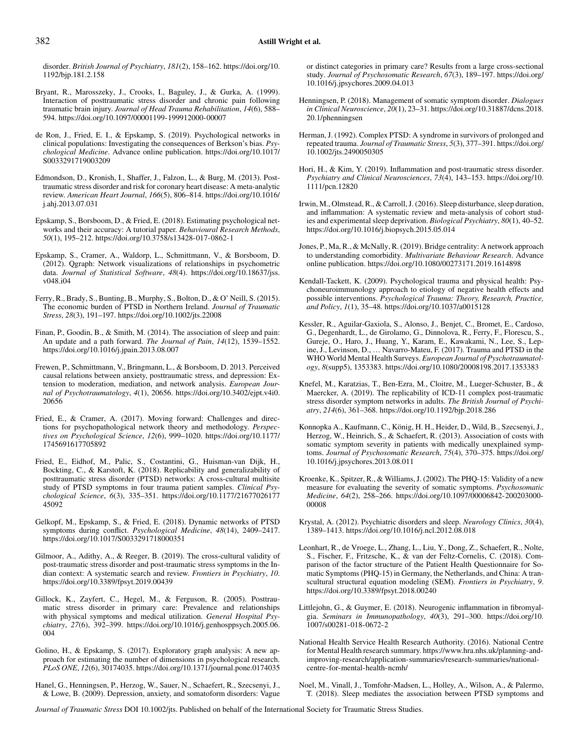disorder. *British Journal of Psychiatry*, *181*(2), 158–162. https://doi.org/10.1192/bjp.181.2.158

Bryant, R., Marosszeky, J., Crooks, I., Baguley, J., & Gurka, A. (1999). Interaction of posttraumatic stress disorder and chronic pain following traumatic brain injury. *Journal of Head Trauma Rehabilitation*, *14*(6), 588–594. https://doi.org/10.1097/00001199-199912000-00007

de Ron, J., Fried, E. I., & Epskamp, S. (2019). Psychological networks in clinical populations: Investigating the consequences of Berkson's bias. *Psychological Medicine*. Advance online publication. https://doi.org/10.1017/S0033291719003209

Edmondson, D., Kronish, I., Shaffer, J., Falzon, L., & Burg, M. (2013). Posttraumatic stress disorder and risk for coronary heart disease: A meta-analytic review. *American Heart Journal*, *166*(5), 806–814. https://doi.org/10.1016/j.ahj.2013.07.031

Epskamp, S., Borsboom, D., & Fried, E. (2018). Estimating psychological networks and their accuracy: A tutorial paper. *Behavioural Research Methods*, *50*(1), 195–212. https://doi.org/10.3758/s13428-017-0862-1

Epskamp, S., Cramer, A., Waldorp, L., Schmittmann, V., & Borsboom, D. (2012). Qgraph: Network visualizations of relationships in psychometric data. *Journal of Statistical Software*, *48*(4). https://doi.org/10.18637/jss.v048.i04

Ferry, R., Brady, S., Bunting, B., Murphy, S., Bolton, D., & O' Neill, S. (2015). The economic burden of PTSD in Northern Ireland. *Journal of Traumatic Stress*, *28*(3), 191–197. https://doi.org/10.1002/jts.22008

Finan, P., Goodin, B., & Smith, M. (2014). The association of sleep and pain: An update and a path forward. *The Journal of Pain*, *14*(12), 1539–1552. https://doi.org/10.1016/j.jpain.2013.08.007

Frewen, P., Schmittmann, V., Bringmann, L., & Borsboom, D. 2013. Perceived causal relations between anxiety, posttraumatic stress, and depression: Extension to moderation, mediation, and network analysis. *European Journal of Psychotraumatology*, *4*(1), 20656. https://doi.org/10.3402/ejpt.v4i0.20656

Fried, E., & Cramer, A. (2017). Moving forward: Challenges and directions for psychopathological network theory and methodology. *Perspectives on Psychological Science*, *12*(6), 999–1020. https://doi.org/10.1177/1745691617705892

Fried, E., Eidhof, M., Palic, S., Costantini, G., Huisman-van Dijk, H., Bockting, C., & Karstoft, K. (2018). Replicability and generalizability of posttraumatic stress disorder (PTSD) networks: A cross-cultural multisite study of PTSD symptoms in four trauma patient samples. *Clinical Psychological Science*, *6*(3), 335–351. https://doi.org/10.1177/2167702617745092

Gelkopf, M., Epskamp, S., & Fried, E. (2018). Dynamic networks of PTSD symptoms during conflict. *Psychological Medicine*, *48*(14), 2409–2417. https://doi.org/10.1017/S0033291718000351

Gilmoor, A., Adithy, A., & Reeger, B. (2019). The cross-cultural validity of post-traumatic stress disorder and post-traumatic stress symptoms in the Indian context: A systematic search and review. *Frontiers in Psychiatry*, *10*. https://doi.org/10.3389/fpsyt.2019.00439

Gillock, K., Zayfert, C., Hegel, M., & Ferguson, R. (2005). Posttraumatic stress disorder in primary care: Prevalence and relationships with physical symptoms and medical utilization. *General Hospital Psychiatry*, *27*(6), 392–399. https://doi.org/10.1016/j.genhosppsych.2005.06.004

Golino, H., & Epskamp, S. (2017). Exploratory graph analysis: A new approach for estimating the number of dimensions in psychological research. *PLoS ONE*, *12*(6), 30174035. https://doi.org/10.1371/journal.pone.0174035

Hanel, G., Henningsen, P., Herzog, W., Sauer, N., Schaefert, R., Szecsenyi, J., & Lowe, B. (2009). Depression, anxiety, and somatoform disorders: Vague or distinct categories in primary care? Results from a large cross-sectional study. *Journal of Psychosomatic Research*, *67*(3), 189–197. https://doi.org/10.1016/j.jpsychores.2009.04.013

Henningsen, P. (2018). Management of somatic symptom disorder. *Dialogues in Clinical Neuroscience*, *20*(1), 23–31. https://doi.org/10.31887/dcns.2018.20.1/phenningsen

Herman, J. (1992). Complex PTSD: A syndrome in survivors of prolonged and repeated trauma. *Journal of Traumatic Stress*, *5*(3), 377–391. https://doi.org/10.1002/jts.2490050305

Hori, H., & Kim, Y. (2019). Inflammation and post-traumatic stress disorder. *Psychiatry and Clinical Neurosciences*, *73*(4), 143–153. https://doi.org/10.1111/pcn.12820

Irwin, M., Olmstead, R., & Carroll, J. (2016). Sleep disturbance, sleep duration, and inflammation: A systematic review and meta-analysis of cohort studies and experimental sleep deprivation. *Biological Psychiatry*, *80*(1), 40–52. https://doi.org/10.1016/j.biopsych.2015.05.014

Jones, P., Ma, R., & McNally, R. (2019). Bridge centrality: A network approach to understanding comorbidity. *Multivariate Behaviour Research*. Advance online publication. https://doi.org/10.1080/00273171.2019.1614898

Kendall-Tackett, K. (2009). Psychological trauma and physical health: Psychoneuroimmunology approach to etiology of negative health effects and possible interventions. *Psychological Trauma: Theory, Research, Practice, and Policy*, *1*(1), 35–48. https://doi.org/10.1037/a0015128

Kessler, R., Aguilar-Gaxiola, S., Alonso, J., Benjet, C., Bromet, E., Cardoso, G., Degenhardt, L., de Girolamo, G., Dinnolova, R., Ferry, F., Florescu, S., Gureje, O., Haro, J., Huang, Y., Karam, E., Kawakami, N., Lee, S., Lepine, J., Levinson, D., … Navarro-Mateu, F. (2017). Trauma and PTSD in the WHO World Mental Health Surveys. *European Journal of Pyschotraumatology*, *8*(supp5), 1353383. https://doi.org/10.1080/20008198.2017.1353383

Knefel, M., Karatzias, T., Ben-Ezra, M., Cloitre, M., Lueger-Schuster, B., & Maercker, A. (2019). The replicability of ICD-11 complex post-traumatic stress disorder symptom networks in adults. *The British Journal of Psychiatry*, *214*(6), 361–368. https://doi.org/10.1192/bjp.2018.286

Konnopka A., Kaufmann, C., König, H. H., Heider, D., Wild, B., Szecsenyi, J., Herzog, W., Heinrich, S., & Schaefert, R. (2013). Association of costs with somatic symptom severity in patients with medically unexplained symptoms. *Journal of Psychosomatic Research*, *75*(4), 370–375. https://doi.org/10.1016/j.jpsychores.2013.08.011

Kroenke, K., Spitzer, R., & Williams, J. (2002). The PHQ-15: Validity of a new measure for evaluating the severity of somatic symptoms. *Psychosomatic Medicine*, *64*(2), 258–266. https://doi.org/10.1097/00006842-200203000-00008

Krystal, A. (2012). Psychiatric disorders and sleep. *Neurology Clinics*, *30*(4), 1389–1413. https://doi.org/10.1016/j.ncl.2012.08.018

Leonhart, R., de Vroege, L., Zhang, L., Liu, Y., Dong, Z., Schaefert, R., Nolte, S., Fischer, F., Fritzsche, K., & van der Feltz-Cornelis, C. (2018). Comparison of the factor structure of the Patient Health Questionnaire for Somatic Symptoms (PHQ-15) in Germany, the Netherlands, and China: A transcultural structural equation modeling (SEM). *Frontiers in Psychiatry*, *9*. https://doi.org/10.3389/fpsyt.2018.00240

Littlejohn, G., & Guymer, E. (2018). Neurogenic inflammation in fibromyalgia. *Seminars in Immunopathology*, *40*(3), 291–300. https://doi.org/10.1007/s00281-018-0672-2

National Health Service Health Research Authority. (2016). National Centre for Mental Health research summary. https://www.hra.nhs.uk/planning-and-improving-research/application-summaries/research-summaries/national-centre-for-mental-health-ncmh/

Noel, M., Vinall, J., Tomfohr-Madsen, L., Holley, A., Wilson, A., & Palermo, T. (2018). Sleep mediates the association between PTSD symptoms and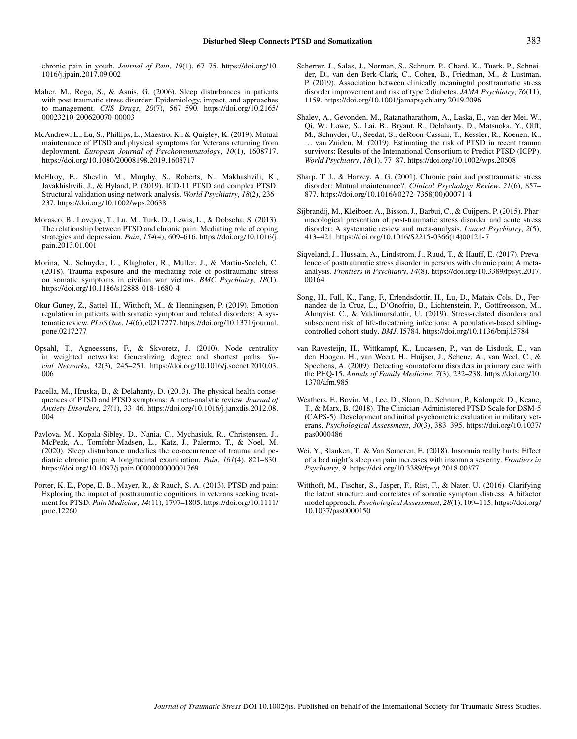chronic pain in youth. *Journal of Pain*, *19*(1), 67–75. https://doi.org/10.1016/j.jpain.2017.09.002

Maher, M., Rego, S., & Asnis, G. (2006). Sleep disturbances in patients with post-traumatic stress disorder: Epidemiology, impact, and approaches to management. *CNS Drugs*, *20*(7), 567–590. https://doi.org/10.2165/00023210-200620070-00003

McAndrew, L., Lu, S., Phillips, L., Maestro, K., & Quigley, K. (2019). Mutual maintenance of PTSD and physical symptoms for Veterans returning from deployment. *European Journal of Psychotraumatology*, *10*(1), 1608717. https://doi.org/10.1080/20008198.2019.1608717

McElroy, E., Shevlin, M., Murphy, S., Roberts, N., Makhashvili, K., Javakhishvili, J., & Hyland, P. (2019). ICD-11 PTSD and complex PTSD: Structural validation using network analysis. *World Psychiatry*, *18*(2), 236–237. https://doi.org/10.1002/wps.20638

Morasco, B., Lovejoy, T., Lu, M., Turk, D., Lewis, L., & Dobscha, S. (2013). The relationship between PTSD and chronic pain: Mediating role of coping strategies and depression. *Pain*, *154*(4), 609–616. https://doi.org/10.1016/j.pain.2013.01.001

Morina, N., Schnyder, U., Klaghofer, R., Muller, J., & Martin-Soelch, C. (2018). Trauma exposure and the mediating role of posttraumatic stress on somatic symptoms in civilian war victims. *BMC Psychiatry*, *18*(1). https://doi.org/10.1186/s12888-018-1680-4

Okur Guney, Z., Sattel, H., Witthoft, M., & Henningsen, P. (2019). Emotion regulation in patients with somatic symptom and related disorders: A systematic review. *PLoS One*, *14*(6), e0217277. https://doi.org/10.1371/journal.pone.0217277

Opsahl, T., Agneessens, F., & Skvoretz, J. (2010). Node centrality in weighted networks: Generalizing degree and shortest paths. *Social Networks*, *32*(3), 245–251. https://doi.org/10.1016/j.socnet.2010.03.006

Pacella, M., Hruska, B., & Delahanty, D. (2013). The physical health consequences of PTSD and PTSD symptoms: A meta-analytic review. *Journal of Anxiety Disorders*, *27*(1), 33–46. https://doi.org/10.1016/j.janxdis.2012.08.004

Pavlova, M., Kopala-Sibley, D., Nania, C., Mychasiuk, R., Christensen, J., McPeak, A., Tomfohr-Madsen, L., Katz, J., Palermo, T., & Noel, M. (2020). Sleep disturbance underlies the co-occurrence of trauma and pediatric chronic pain: A longitudinal examination. *Pain*, *161*(4), 821–830. https://doi.org/10.1097/j.pain.0000000000001769

Porter, K. E., Pope, E. B., Mayer, R., & Rauch, S. A. (2013). PTSD and pain: Exploring the impact of posttraumatic cognitions in veterans seeking treatment for PTSD. *Pain Medicine*, *14*(11), 1797–1805. https://doi.org/10.1111/pme.12260

Scherrer, J., Salas, J., Norman, S., Schnurr, P., Chard, K., Tuerk, P., Schneider, D., van den Berk-Clark, C., Cohen, B., Friedman, M., & Lustman, P. (2019). Association between clinically meaningful posttraumatic stress disorder improvement and risk of type 2 diabetes. *JAMA Psychiatry*, *76*(11), 1159. https://doi.org/10.1001/jamapsychiatry.2019.2096

Shalev, A., Gevonden, M., Ratanatharathorn, A., Laska, E., van der Mei, W., Qi, W., Lowe, S., Lai, B., Bryant, R., Delahanty, D., Matsuoka, Y., Olff, M., Schnyder, U., Seedat, S., deRoon-Cassini, T., Kessler, R., Koenen, K., … van Zuiden, M. (2019). Estimating the risk of PTSD in recent trauma survivors: Results of the International Consortium to Predict PTSD (ICPP). *World Psychiatry*, *18*(1), 77–87. https://doi.org/10.1002/wps.20608

Sharp, T. J., & Harvey, A. G. (2001). Chronic pain and posttraumatic stress disorder: Mutual maintenance?. *Clinical Psychology Review*, *21*(6), 857–877. https://doi.org/10.1016/s0272-7358(00)00071-4

Sijbrandij, M., Kleiboer, A., Bisson, J., Barbui, C., & Cuijpers, P. (2015). Pharmacological prevention of post-traumatic stress disorder and acute stress disorder: A systematic review and meta-analysis. *Lancet Psychiatry*, *2*(5), 413–421. https://doi.org/10.1016/S2215-0366(14)00121-7

Siqveland, J., Hussain, A., Lindstrom, J., Ruud, T., & Hauff, E. (2017). Prevalence of posttraumatic stress disorder in persons with chronic pain: A meta-analysis. *Frontiers in Psychiatry*, *14*(8). https://doi.org/10.3389/fpsyt.2017.00164

Song, H., Fall, K., Fang, F., Erlendsdottir, H., Lu, D., Mataix-Cols, D., Fernandez de la Cruz, L., D'Onofrio, B., Lichtenstein, P., Gottfreosson, M., Almqvist, C., & Valdimarsdottir, U. (2019). Stress-related disorders and subsequent risk of life-threatening infections: A population-based sibling-controlled cohort study. *BMJ*, I5784. https://doi.org/10.1136/bmj.l5784

van Ravesteijn, H., Wittkampf, K., Lucassen, P., van de Lisdonk, E., van den Hoogen, H., van Weert, H., Huijser, J., Schene, A., van Weel, C., & Spechens, A. (2009). Detecting somatoform disorders in primary care with the PHQ-15. *Annals of Family Medicine*, *7*(3), 232–238. https://doi.org/10.1370/afm.985

Weathers, F., Bovin, M., Lee, D., Sloan, D., Schnurr, P., Kaloupek, D., Keane, T., & Marx, B. (2018). The Clinician-Administered PTSD Scale for DSM-5 (CAPS-5): Development and initial psychometric evaluation in military veterans. *Psychological Assessment*, *30*(3), 383–395. https://doi.org/10.1037/pas0000486

Wei, Y., Blanken, T., & Van Someren, E. (2018). Insomnia really hurts: Effect of a bad night's sleep on pain increases with insomnia severity. *Frontiers in Psychiatry*, *9*. https://doi.org/10.3389/fpsyt.2018.00377

Witthoft, M., Fischer, S., Jasper, F., Rist, F., & Nater, U. (2016). Clarifying the latent structure and correlates of somatic symptom distress: A bifactor model approach. *Psychological Assessment*, *28*(1), 109–115. https://doi.org/10.1037/pas0000150